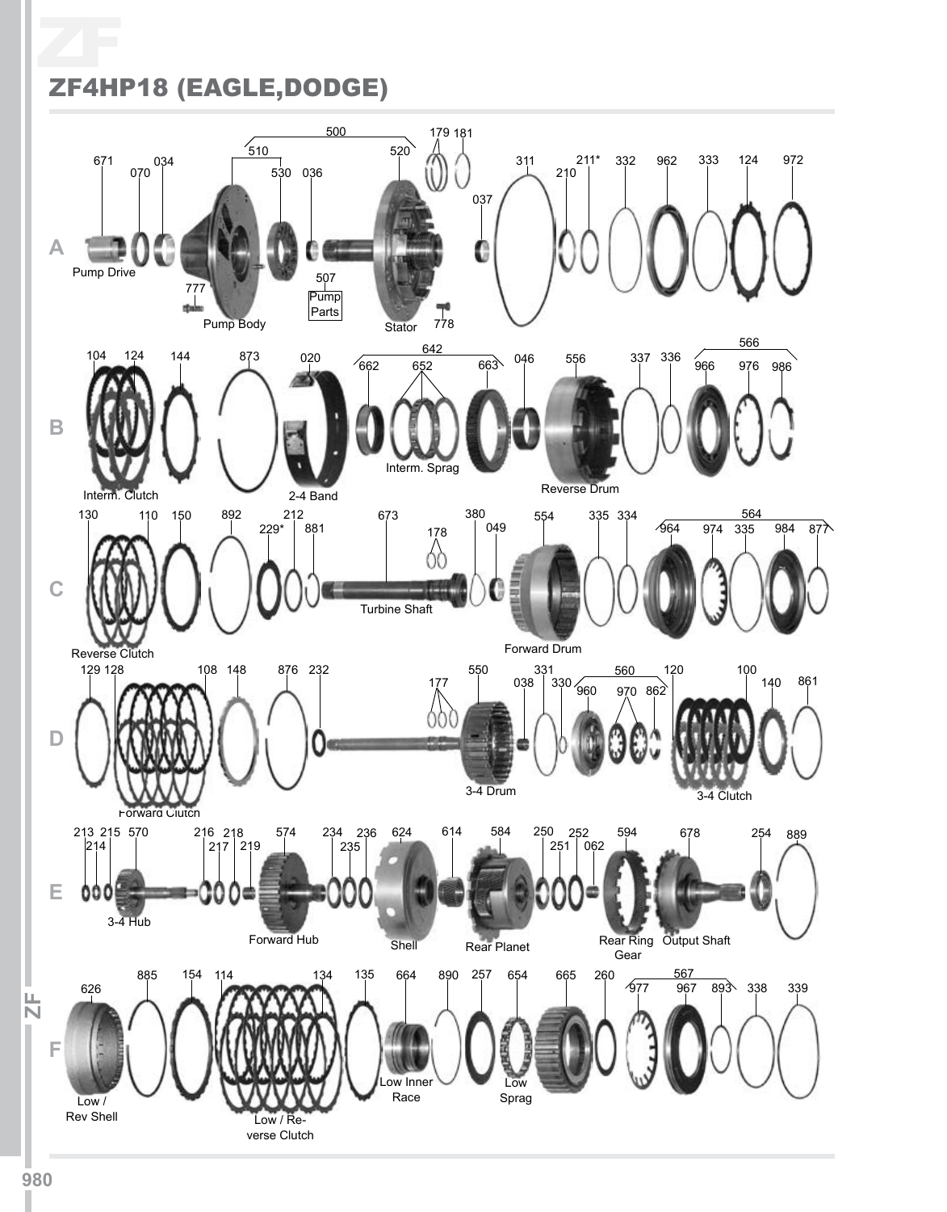# ZF4HP18 (EAGLE,DODGE)

**A**

500, 510, 520, 530, 036, 671, 070, 034, 179, 181, 037, 311, 210, 211*, 332, 962, 333, 124, 972, 777, 507, 778

Pump Drive, Pump Body, Pump Parts, Stator

**B**

104, 124, 144, 873, 020, 642, 662, 652, 663, 046, 556, 337, 336, 566, 966, 976, 986

Interm. Clutch, 2-4 Band, Interm. Sprag, Reverse Drum

**C**

130, 110, 150, 892, 212, 229*, 881, 673, 178, 380, 049, 554, 335, 334, 564, 964, 974, 335, 984, 877

Reverse Clutch, Turbine Shaft, Forward Drum

**D**

129, 128, 108, 148, 876, 232, 177, 550, 038, 331, 330, 560, 960, 970, 862, 120, 100, 140, 861

Forward Clutch, 3-4 Drum, 3-4 Clutch

**E**

213, 214, 215, 570, 216, 217, 218, 219, 574, 234, 235, 236, 624, 614, 584, 250, 251, 252, 062, 594, 678, 254, 889

3-4 Hub, Forward Hub, Shell, Rear Planet, Rear Ring Gear, Output Shaft

**F**

626, 885, 154, 114, 134, 135, 664, 890, 257, 654, 665, 260, 567, 977, 967, 893, 338, 339

Low / Rev Shell, Low / Reverse Clutch, Low Inner Race, Low Sprag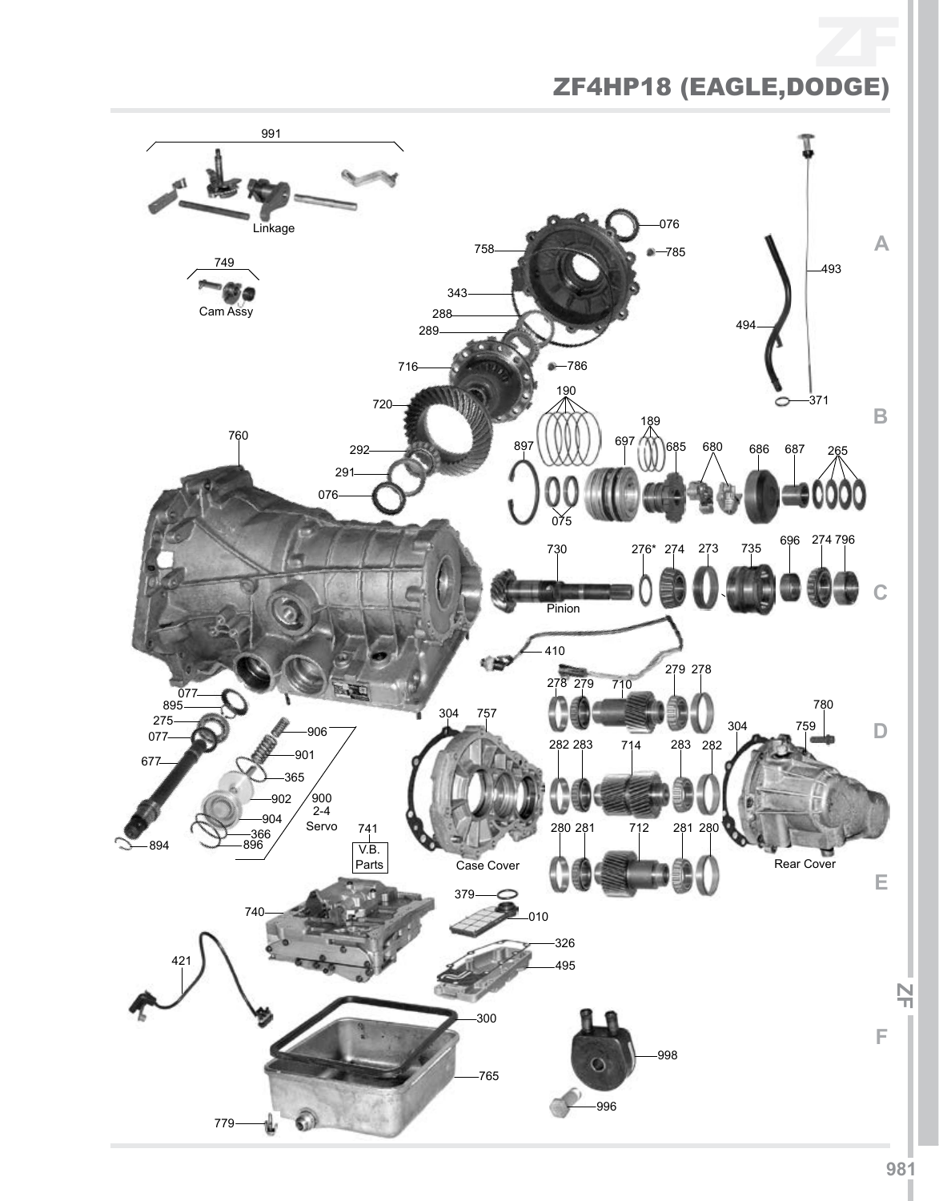# ZF4HP18 (EAGLE,DODGE)

991
Linkage

749
Cam Assy

076
758
785
343
288
289
716
786
720
190
189
897
697
685
680
686
687
265
292
291
076
075
760
493
494
371

730
276*
274
273
735
696
274
796
Pinion

410
278
279
710
279
278
780
304
757
304
759
077
895
275
077
906
901
677
365
902
900
2-4
Servo
904
366
896
894

282
283
714
283
282
280
281
712
281
280

741
V.B.
Parts

Case Cover
Rear Cover

379
010
740
326
495
421
300
765
998
996
779